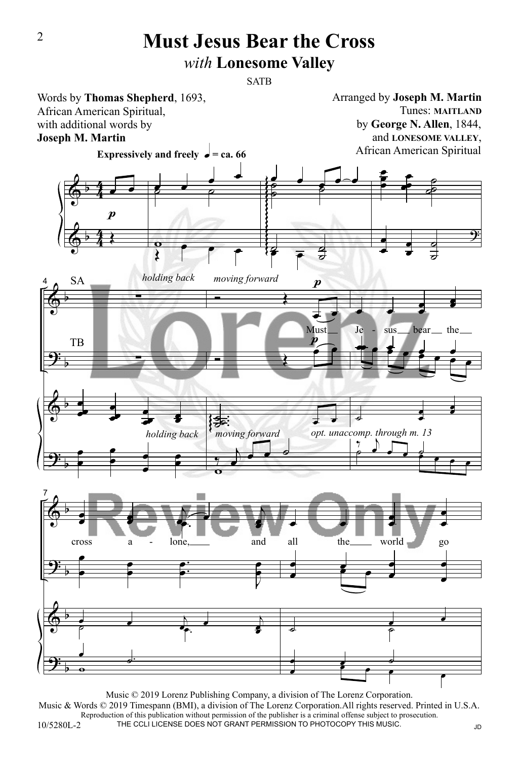# Must Jesus Bear the Cross

## *with* Lonesome Valley

SATB

Words by **Thomas Shepherd**, 1693, African American Spiritual, with additional words by **Joseph M. Martin**

Arranged by **Joseph M. Martin**
Tunes: **MAITLAND** by **George N. Allen**, 1844, and **LONESOME VALLEY**, African American Spiritual

**Expressively and freely** ♩ = ca. 66

*holding back* *moving forward*

*opt. unaccomp. through m. 13*

Must Je - sus bear the cross a - lone, and all the world go

Music © 2019 Lorenz Publishing Company, a division of The Lorenz Corporation.
Music & Words © 2019 Timespann (BMI), a division of The Lorenz Corporation. All rights reserved. Printed in U.S.A.
Reproduction of this publication without permission of the publisher is a criminal offense subject to prosecution.
THE CCLI LICENSE DOES NOT GRANT PERMISSION TO PHOTOCOPY THIS MUSIC.

10/5280L-2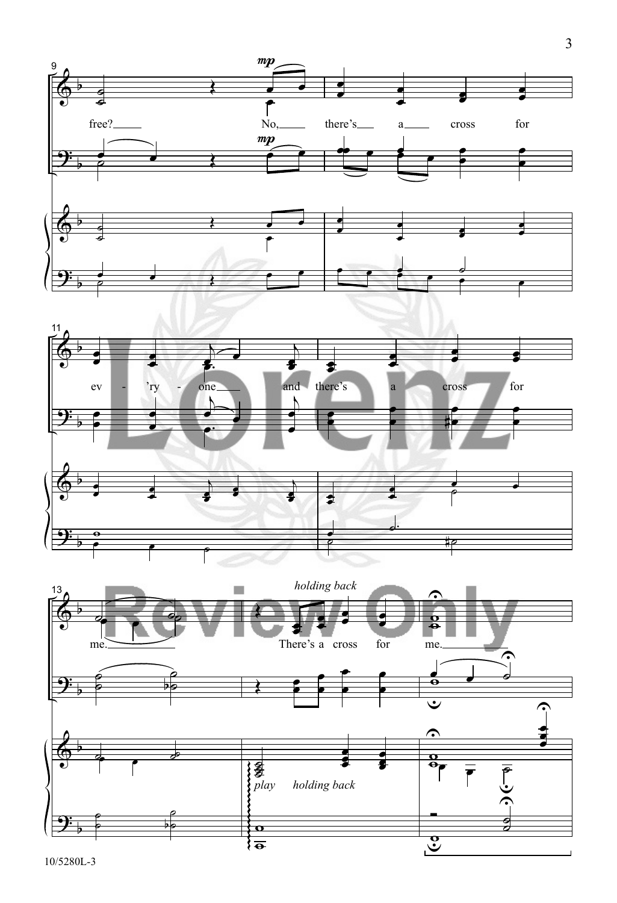free? No, there's a cross for ev - 'ry - one and there's a cross for me. There's a cross for me.

*mp*

*holding back*

*play holding back*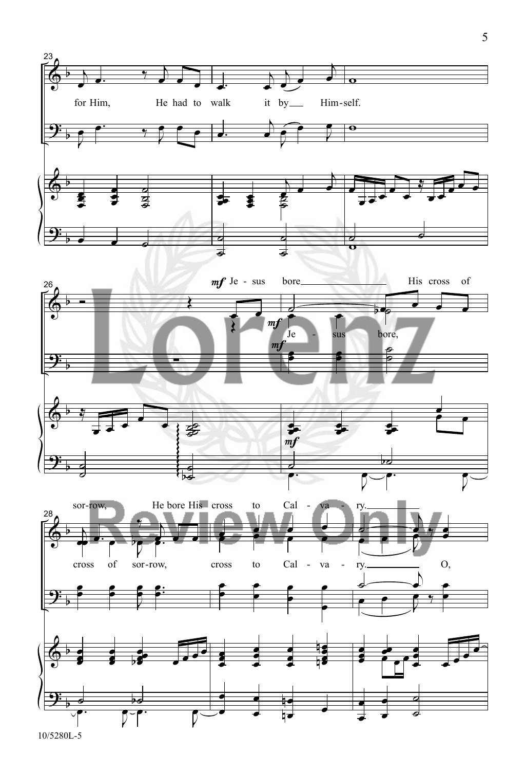23

for Him, He had to walk it by___ Him-self.

26

*mf* Je - sus bore___ His cross of

*mf* Je - sus bore,

*mf*

*mf*

28

sor-row, He bore His cross to Cal - va - ry.___

cross of sor-row, cross to Cal - va - ry.___ O,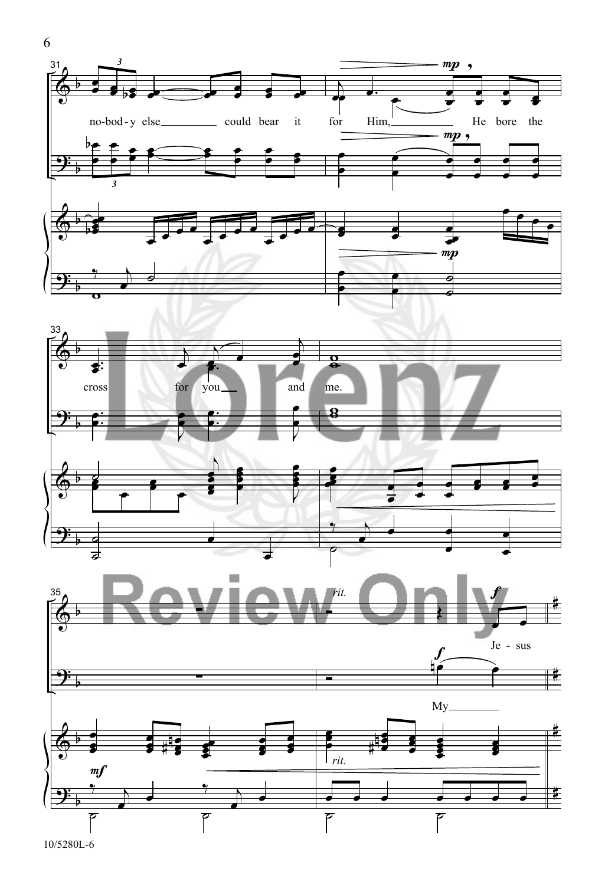no-bod-y else could bear it for Him, He bore the

cross for you and me.

*rit.*

Je - sus

My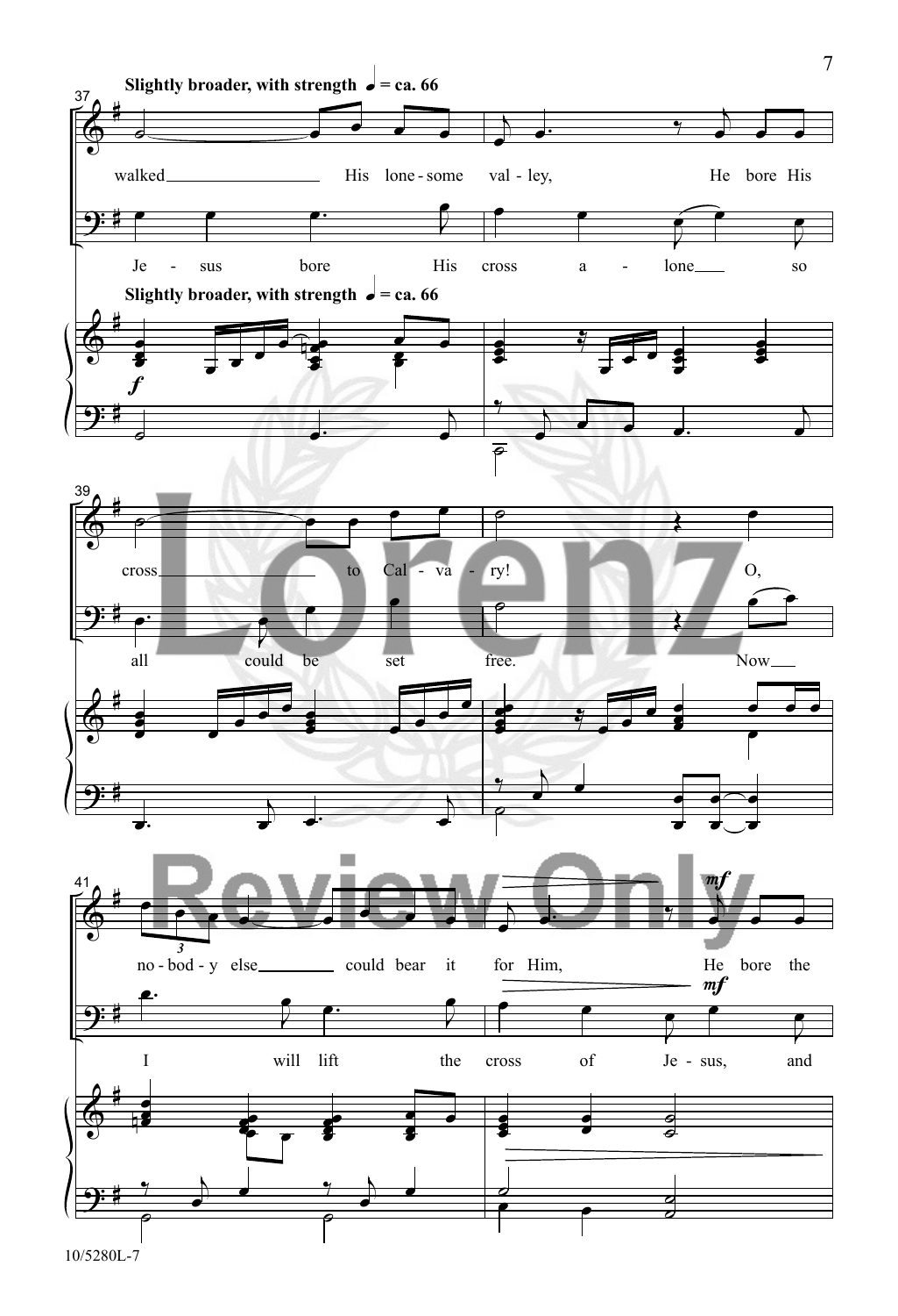**Slightly broader, with strength** ♩ = ca. 66

walked His lone-some val-ley, He bore His cross to Cal-va-ry! O, no-bod-y else could bear it for Him, He bore the

Je-sus bore His cross a-lone so all could be set free. Now I will lift the cross of Je-sus, and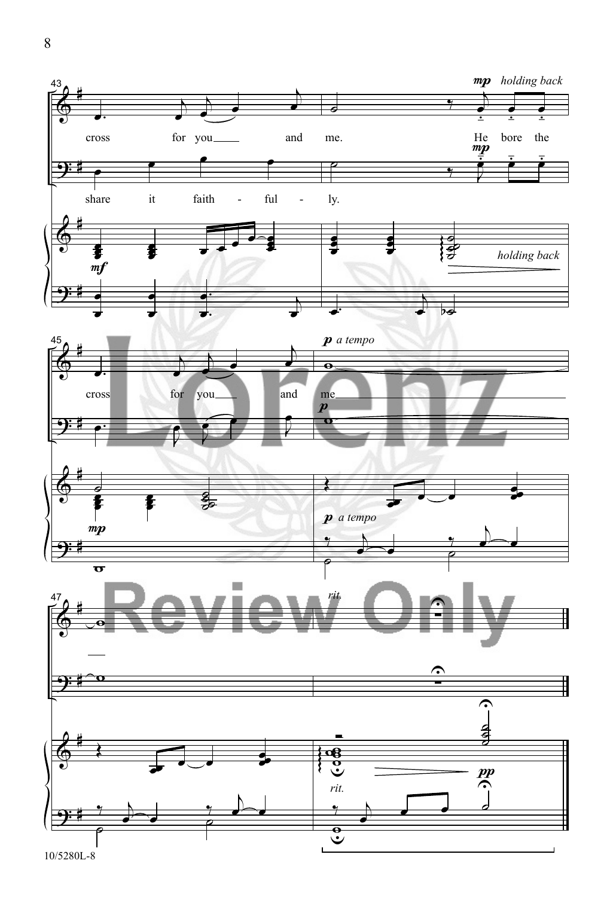43

*mp* *holding back*

cross for you and me. He bore the

share it faith - ful - ly.

*mf*

*holding back*

45

*p* *a tempo*

cross for you and me

*mp*

*p* *a tempo*

47

*rit.*

*pp*

*rit.*